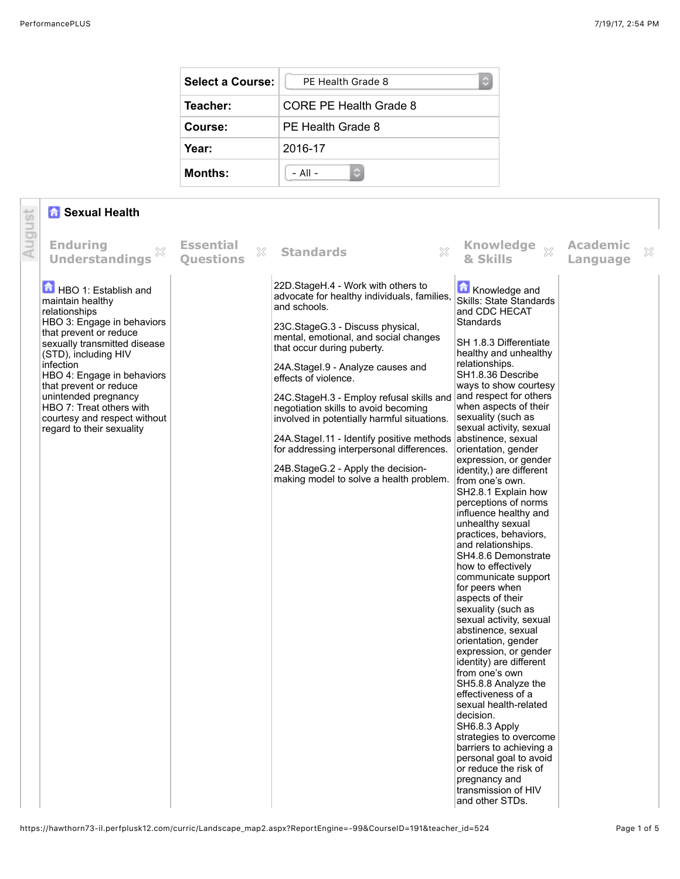| Select a Course: | PE Health Grade 8 |
| --- | --- |
| Teacher: | CORE PE Health Grade 8 |
| Course: | PE Health Grade 8 |
| Year: | 2016-17 |
| Months: | - All - |

August

## Sexual Health

| Enduring Understandings | Essential Questions | Standards | Knowledge & Skills | Academic Language |
| --- | --- | --- | --- | --- |
| HBO 1: Establish and maintain healthy relationships<br>HBO 3: Engage in behaviors that prevent or reduce sexually transmitted disease (STD), including HIV infection<br>HBO 4: Engage in behaviors that prevent or reduce unintended pregnancy<br>HBO 7: Treat others with courtesy and respect without regard to their sexuality | | 22D.StageH.4 - Work with others to advocate for healthy individuals, families, and schools.<br><br>23C.StageG.3 - Discuss physical, mental, emotional, and social changes that occur during puberty.<br><br>24A.StageI.9 - Analyze causes and effects of violence.<br><br>24C.StageH.3 - Employ refusal skills and negotiation skills to avoid becoming involved in potentially harmful situations.<br><br>24A.StageI.11 - Identify positive methods for addressing interpersonal differences.<br><br>24B.StageG.2 - Apply the decision-making model to solve a health problem. | Knowledge and Skills: State Standards and CDC HECAT Standards<br><br>SH 1.8.3 Differentiate healthy and unhealthy relationships.<br>SH1.8.36 Describe ways to show courtesy and respect for others when aspects of their sexuality (such as sexual activity, sexual abstinence, sexual orientation, gender expression, or gender identity,) are different from one's own.<br>SH2.8.1 Explain how perceptions of norms influence healthy and unhealthy sexual practices, behaviors, and relationships.<br>SH4.8.6 Demonstrate how to effectively communicate support for peers when aspects of their sexuality (such as sexual activity, sexual abstinence, sexual orientation, gender expression, or gender identity) are different from one's own<br>SH5.8.8 Analyze the effectiveness of a sexual health-related decision.<br>SH6.8.3 Apply strategies to overcome barriers to achieving a personal goal to avoid or reduce the risk of pregnancy and transmission of HIV and other STDs. | |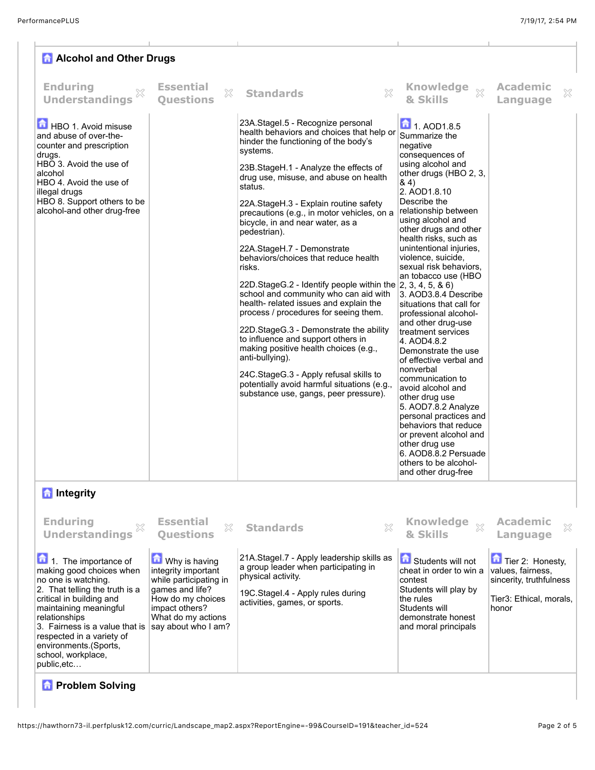## Alcohol and Other Drugs

| Enduring Understandings | Essential Questions | Standards | Knowledge & Skills | Academic Language |
|---|---|---|---|---|
| HBO 1. Avoid misuse and abuse of over-the-counter and prescription drugs.<br>HBO 3. Avoid the use of alcohol<br>HBO 4. Avoid the use of illegal drugs<br>HBO 8. Support others to be alcohol-and other drug-free | | 23A.StageI.5 - Recognize personal health behaviors and choices that help or hinder the functioning of the body's systems.<br><br>23B.StageH.1 - Analyze the effects of drug use, misuse, and abuse on health status.<br><br>22A.StageH.3 - Explain routine safety precautions (e.g., in motor vehicles, on a bicycle, in and near water, as a pedestrian).<br><br>22A.StageH.7 - Demonstrate behaviors/choices that reduce health risks.<br><br>22D.StageG.2 - Identify people within the school and community who can aid with health- related issues and explain the process / procedures for seeing them.<br><br>22D.StageG.3 - Demonstrate the ability to influence and support others in making positive health choices (e.g., anti-bullying).<br><br>24C.StageG.3 - Apply refusal skills to potentially avoid harmful situations (e.g., substance use, gangs, peer pressure). | 1. AOD1.8.5 Summarize the negative consequences of using alcohol and other drugs (HBO 2, 3, & 4)<br>2. AOD1.8.10 Describe the relationship between using alcohol and other drugs and other health risks, such as unintentional injuries, violence, suicide, sexual risk behaviors, an tobacco use (HBO 2, 3, 4, 5, & 6)<br>3. AOD3.8.4 Describe situations that call for professional alcohol- and other drug-use treatment services<br>4. AOD4.8.2 Demonstrate the use of effective verbal and nonverbal communication to avoid alcohol and other drug use<br>5. AOD7.8.2 Analyze personal practices and behaviors that reduce or prevent alcohol and other drug use<br>6. AOD8.8.2 Persuade others to be alcohol- and other drug-free | |

## Integrity

| Enduring Understandings | Essential Questions | Standards | Knowledge & Skills | Academic Language |
|---|---|---|---|---|
| 1. The importance of making good choices when no one is watching.<br>2. That telling the truth is a critical in building and maintaining meaningful relationships<br>3. Fairness is a value that is respected in a variety of environments.(Sports, school, workplace, public,etc… | Why is having integrity important while participating in games and life?<br>How do my choices impact others?<br>What do my actions say about who I am? | 21A.StageI.7 - Apply leadership skills as a group leader when participating in physical activity.<br><br>19C.StageI.4 - Apply rules during activities, games, or sports. | Students will not cheat in order to win a contest<br>Students will play by the rules<br>Students will demonstrate honest and moral principals | Tier 2: Honesty, values, fairness, sincerity, truthfulness<br><br>Tier3: Ethical, morals, honor |

## Problem Solving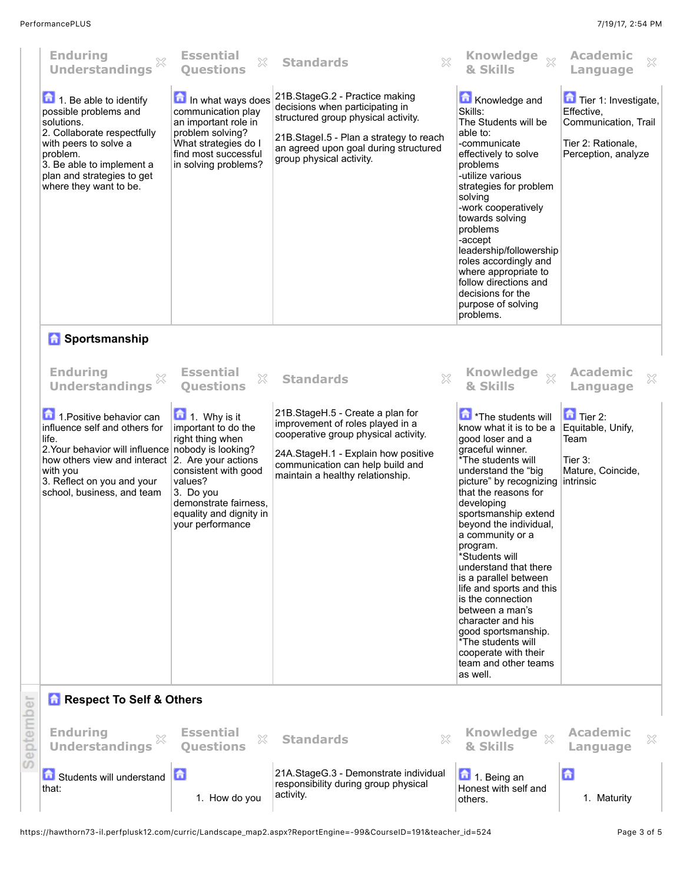| Enduring Understandings | Essential Questions | Standards | Knowledge & Skills | Academic Language |
|---|---|---|---|---|
| 1. Be able to identify possible problems and solutions.<br>2. Collaborate respectfully with peers to solve a problem.<br>3. Be able to implement a plan and strategies to get where they want to be. | In what ways does communication play an important role in problem solving? What strategies do I find most successful in solving problems? | 21B.StageG.2 - Practice making decisions when participating in structured group physical activity.<br><br>21B.StageI.5 - Plan a strategy to reach an agreed upon goal during structured group physical activity. | Knowledge and Skills:<br>The Students will be able to:<br>-communicate effectively to solve problems<br>-utilize various strategies for problem solving<br>-work cooperatively towards solving problems<br>-accept leadership/followership roles accordingly and where appropriate to follow directions and decisions for the purpose of solving problems. | Tier 1: Investigate, Effective, Communication, Trail<br><br>Tier 2: Rationale, Perception, analyze |

## Sportsmanship

| Enduring Understandings | Essential Questions | Standards | Knowledge & Skills | Academic Language |
|---|---|---|---|---|
| 1.Positive behavior can influence self and others for life.<br>2.Your behavior will influence how others view and interact with you<br>3. Reflect on you and your school, business, and team | 1. Why is it important to do the right thing when nobody is looking?<br>2. Are your actions consistent with good values?<br>3. Do you demonstrate fairness, equality and dignity in your performance | 21B.StageH.5 - Create a plan for improvement of roles played in a cooperative group physical activity.<br><br>24A.StageH.1 - Explain how positive communication can help build and maintain a healthy relationship. | *The students will know what it is to be a good loser and a graceful winner.<br>*The students will understand the "big picture" by recognizing that the reasons for developing sportsmanship extend beyond the individual, a community or a program.<br>*Students will understand that there is a parallel between life and sports and this is the connection between a man's character and his good sportsmanship.<br>*The students will cooperate with their team and other teams as well. | Tier 2:<br>Equitable, Unify, Team<br><br>Tier 3:<br>Mature, Coincide, intrinsic |

## Respect To Self & Others

| Enduring Understandings | Essential Questions | Standards | Knowledge & Skills | Academic Language |
|---|---|---|---|---|
| Students will understand that: | 1. How do you | 21A.StageG.3 - Demonstrate individual responsibility during group physical activity. | 1. Being an Honest with self and others. | 1. Maturity |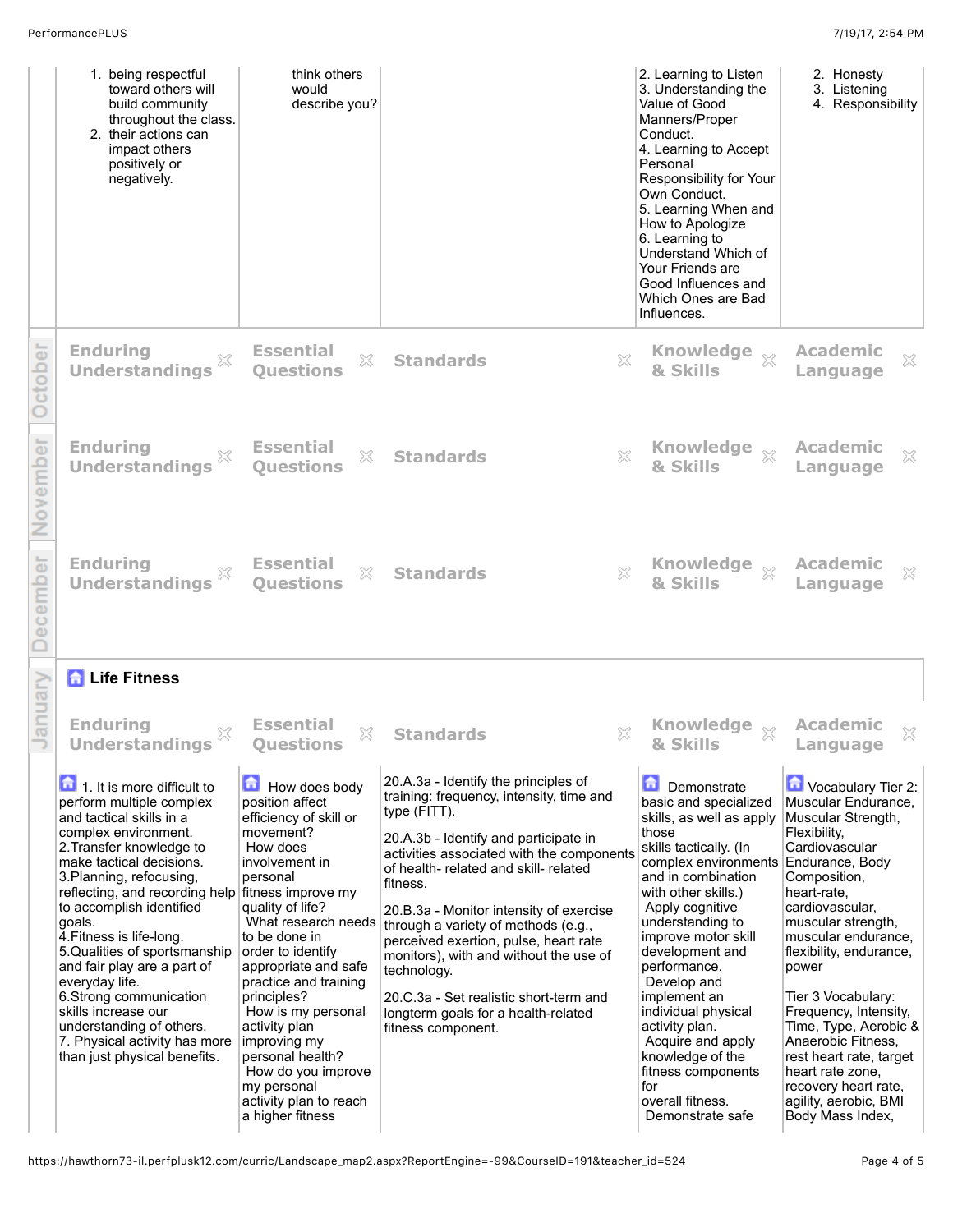| Enduring Understandings | Essential Questions | Standards | Knowledge & Skills | Academic Language |
|---|---|---|---|---|
| 1. being respectful toward others will build community throughout the class.<br>2. their actions can impact others positively or negatively. | think others would describe you? | | 2. Learning to Listen<br>3. Understanding the Value of Good Manners/Proper Conduct.<br>4. Learning to Accept Personal Responsibility for Your Own Conduct.<br>5. Learning When and How to Apologize<br>6. Learning to Understand Which of Your Friends are Good Influences and Which Ones are Bad Influences. | 2. Honesty<br>3. Listening<br>4. Responsibility |

## October

| Enduring Understandings | Essential Questions | Standards | Knowledge & Skills | Academic Language |
|---|---|---|---|---|
| | | | | |

## November

| Enduring Understandings | Essential Questions | Standards | Knowledge & Skills | Academic Language |
|---|---|---|---|---|
| | | | | |

## December

| Enduring Understandings | Essential Questions | Standards | Knowledge & Skills | Academic Language |
|---|---|---|---|---|
| | | | | |

## January

### Life Fitness

| Enduring Understandings | Essential Questions | Standards | Knowledge & Skills | Academic Language |
|---|---|---|---|---|
| 1. It is more difficult to perform multiple complex and tactical skills in a complex environment.<br>2.Transfer knowledge to make tactical decisions.<br>3.Planning, refocusing, reflecting, and recording help to accomplish identified goals.<br>4.Fitness is life-long.<br>5.Qualities of sportsmanship and fair play are a part of everyday life.<br>6.Strong communication skills increase our understanding of others.<br>7. Physical activity has more than just physical benefits. | How does body position affect efficiency of skill or movement?<br>How does involvement in personal fitness improve my quality of life?<br>What research needs to be done in order to identify appropriate and safe practice and training principles?<br>How is my personal activity plan improving my personal health?<br>How do you improve my personal activity plan to reach a higher fitness | 20.A.3a - Identify the principles of training: frequency, intensity, time and type (FITT).<br><br>20.A.3b - Identify and participate in activities associated with the components of health- related and skill- related fitness.<br><br>20.B.3a - Monitor intensity of exercise through a variety of methods (e.g., perceived exertion, pulse, heart rate monitors), with and without the use of technology.<br><br>20.C.3a - Set realistic short-term and longterm goals for a health-related fitness component. | Demonstrate basic and specialized skills, as well as apply those skills tactically. (In complex environments and in combination with other skills.)<br>Apply cognitive understanding to improve motor skill development and performance.<br>Develop and implement an individual physical activity plan.<br>Acquire and apply knowledge of the fitness components for overall fitness.<br>Demonstrate safe | Vocabulary Tier 2: Muscular Endurance, Muscular Strength, Flexibility, Cardiovascular Endurance, Body Composition, heart-rate, cardiovascular, muscular strength, muscular endurance, flexibility, endurance, power<br><br>Tier 3 Vocabulary: Frequency, Intensity, Time, Type, Aerobic & Anaerobic Fitness, rest heart rate, target heart rate zone, recovery heart rate, agility, aerobic, BMI Body Mass Index, |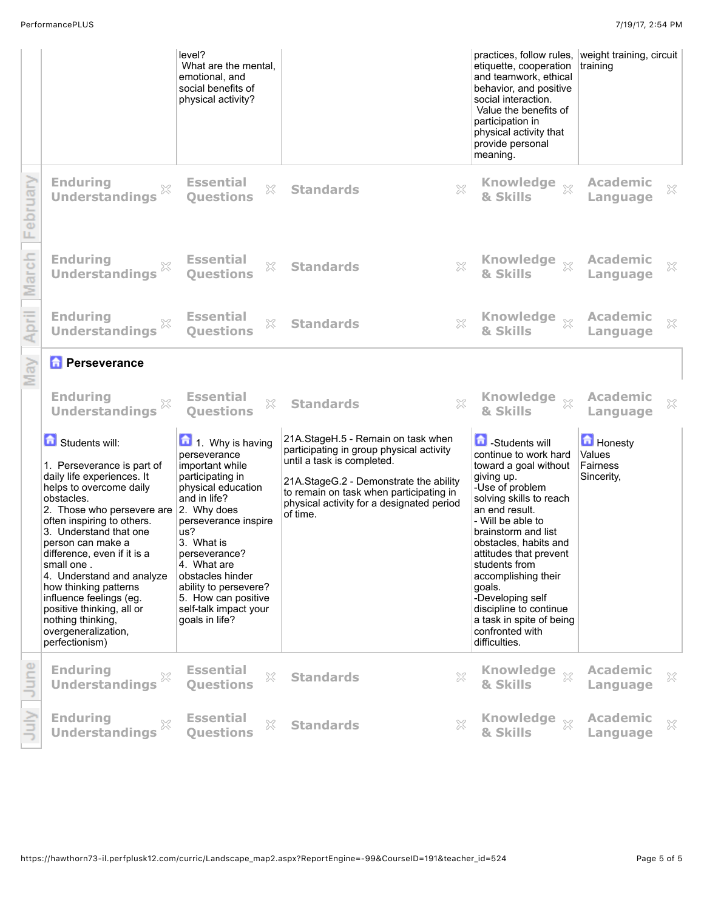| | Enduring Understandings | Essential Questions | Standards | Knowledge & Skills | Academic Language |
|---|---|---|---|---|---|
| | | level?<br>What are the mental, emotional, and social benefits of physical activity? | | practices, follow rules, etiquette, cooperation and teamwork, ethical behavior, and positive social interaction.<br>Value the benefits of participation in physical activity that provide personal meaning. | weight training, circuit training |
| February | | | | | |
| March | | | | | |
| April | | | | | |

## May

### Perseverance

| Enduring Understandings | Essential Questions | Standards | Knowledge & Skills | Academic Language |
|---|---|---|---|---|
| Students will:<br><br>1. Perseverance is part of daily life experiences. It helps to overcome daily obstacles.<br>2. Those who persevere are often inspiring to others.<br>3. Understand that one person can make a difference, even if it is a small one .<br>4. Understand and analyze how thinking patterns influence feelings (eg. positive thinking, all or nothing thinking, overgeneralization, perfectionism) | 1. Why is having perseverance important while participating in physical education and in life?<br>2. Why does perseverance inspire us?<br>3. What is perseverance?<br>4. What are obstacles hinder ability to persevere?<br>5. How can positive self-talk impact your goals in life? | 21A.StageH.5 - Remain on task when participating in group physical activity until a task is completed.<br><br>21A.StageG.2 - Demonstrate the ability to remain on task when participating in physical activity for a designated period of time. | -Students will continue to work hard toward a goal without giving up.<br>-Use of problem solving skills to reach an end result.<br>- Will be able to brainstorm and list obstacles, habits and attitudes that prevent students from accomplishing their goals.<br>-Developing self discipline to continue a task in spite of being confronted with difficulties. | Honesty<br>Values<br>Fairness<br>Sincerity, |

| | Enduring Understandings | Essential Questions | Standards | Knowledge & Skills | Academic Language |
|---|---|---|---|---|---|
| June | | | | | |
| July | | | | | |